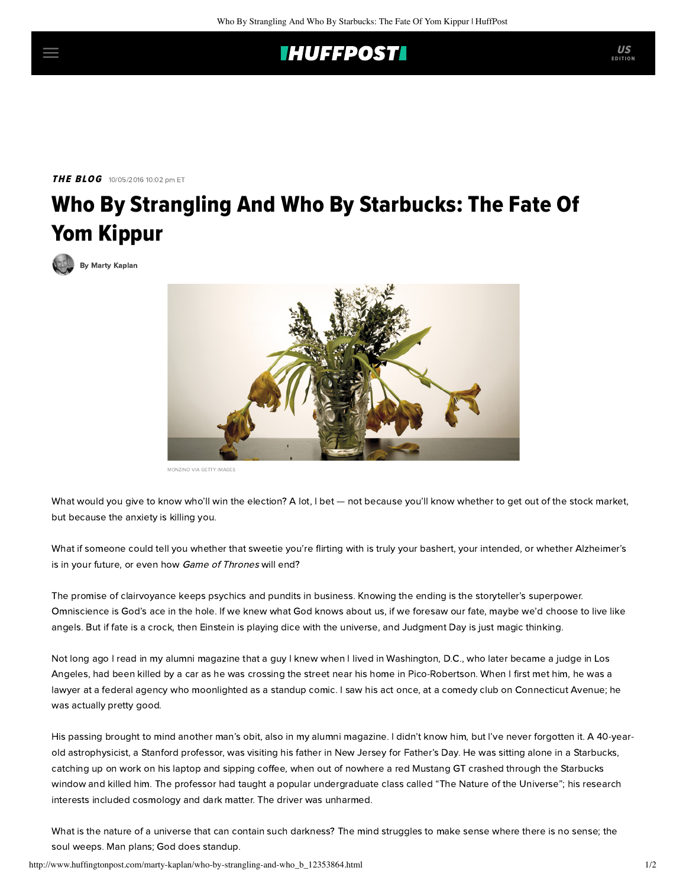**THE BLOG** 10/05/2016 10:02 pm ET

# Who By Strangling And Who By Starbucks: The Fate Of Yom Kippur

By Marty Kaplan

MONZINO VIA GETTY IMAGES

What would you give to know who'll win the election? A lot, I bet — not because you'll know whether to get out of the stock market, but because the anxiety is killing you.

What if someone could tell you whether that sweetie you're flirting with is truly your bashert, your intended, or whether Alzheimer's is in your future, or even how *Game of Thrones* will end?

The promise of clairvoyance keeps psychics and pundits in business. Knowing the ending is the storyteller's superpower. Omniscience is God's ace in the hole. If we knew what God knows about us, if we foresaw our fate, maybe we'd choose to live like angels. But if fate is a crock, then Einstein is playing dice with the universe, and Judgment Day is just magic thinking.

Not long ago I read in my alumni magazine that a guy I knew when I lived in Washington, D.C., who later became a judge in Los Angeles, had been killed by a car as he was crossing the street near his home in Pico-Robertson. When I first met him, he was a lawyer at a federal agency who moonlighted as a standup comic. I saw his act once, at a comedy club on Connecticut Avenue; he was actually pretty good.

His passing brought to mind another man's obit, also in my alumni magazine. I didn't know him, but I've never forgotten it. A 40-year-old astrophysicist, a Stanford professor, was visiting his father in New Jersey for Father's Day. He was sitting alone in a Starbucks, catching up on work on his laptop and sipping coffee, when out of nowhere a red Mustang GT crashed through the Starbucks window and killed him. The professor had taught a popular undergraduate class called "The Nature of the Universe"; his research interests included cosmology and dark matter. The driver was unharmed.

What is the nature of a universe that can contain such darkness? The mind struggles to make sense where there is no sense; the soul weeps. Man plans; God does standup.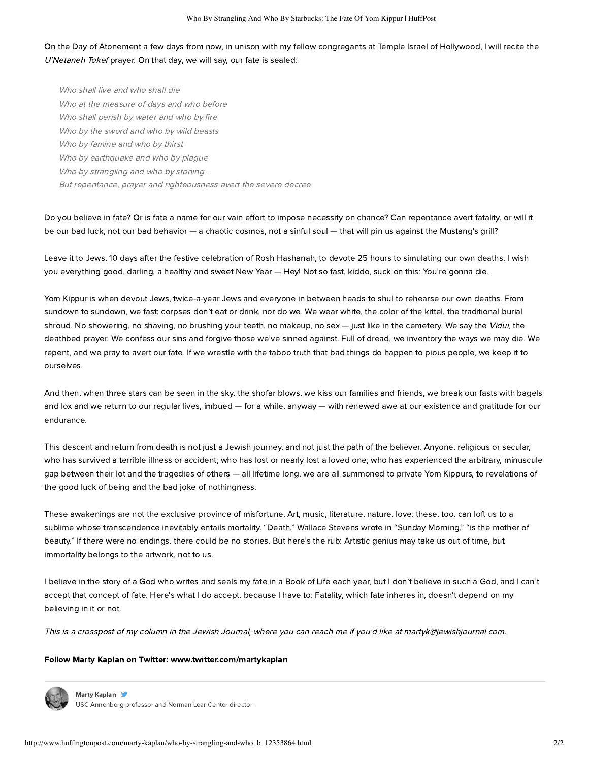On the Day of Atonement a few days from now, in unison with my fellow congregants at Temple Israel of Hollywood, I will recite the *U'Netaneh Tokef* prayer. On that day, we will say, our fate is sealed:

> *Who shall live and who shall die*
> *Who at the measure of days and who before*
> *Who shall perish by water and who by fire*
> *Who by the sword and who by wild beasts*
> *Who by famine and who by thirst*
> *Who by earthquake and who by plague*
> *Who by strangling and who by stoning....*
> *But repentance, prayer and righteousness avert the severe decree.*

Do you believe in fate? Or is fate a name for our vain effort to impose necessity on chance? Can repentance avert fatality, or will it be our bad luck, not our bad behavior — a chaotic cosmos, not a sinful soul — that will pin us against the Mustang's grill?

Leave it to Jews, 10 days after the festive celebration of Rosh Hashanah, to devote 25 hours to simulating our own deaths. I wish you everything good, darling, a healthy and sweet New Year — Hey! Not so fast, kiddo, suck on this: You're gonna die.

Yom Kippur is when devout Jews, twice-a-year Jews and everyone in between heads to shul to rehearse our own deaths. From sundown to sundown, we fast; corpses don't eat or drink, nor do we. We wear white, the color of the kittel, the traditional burial shroud. No showering, no shaving, no brushing your teeth, no makeup, no sex — just like in the cemetery. We say the *Vidui*, the deathbed prayer. We confess our sins and forgive those we've sinned against. Full of dread, we inventory the ways we may die. We repent, and we pray to avert our fate. If we wrestle with the taboo truth that bad things do happen to pious people, we keep it to ourselves.

And then, when three stars can be seen in the sky, the shofar blows, we kiss our families and friends, we break our fasts with bagels and lox and we return to our regular lives, imbued — for a while, anyway — with renewed awe at our existence and gratitude for our endurance.

This descent and return from death is not just a Jewish journey, and not just the path of the believer. Anyone, religious or secular, who has survived a terrible illness or accident; who has lost or nearly lost a loved one; who has experienced the arbitrary, minuscule gap between their lot and the tragedies of others — all lifetime long, we are all summoned to private Yom Kippurs, to revelations of the good luck of being and the bad joke of nothingness.

These awakenings are not the exclusive province of misfortune. Art, music, literature, nature, love: these, too, can loft us to a sublime whose transcendence inevitably entails mortality. "Death," Wallace Stevens wrote in "Sunday Morning," "is the mother of beauty." If there were no endings, there could be no stories. But here's the rub: Artistic genius may take us out of time, but immortality belongs to the artwork, not to us.

I believe in the story of a God who writes and seals my fate in a Book of Life each year, but I don't believe in such a God, and I can't accept that concept of fate. Here's what I do accept, because I have to: Fatality, which fate inheres in, doesn't depend on my believing in it or not.

*This is a crosspost of my column in the Jewish Journal, where you can reach me if you'd like at martyk@jewishjournal.com.*

**Follow Marty Kaplan on Twitter: www.twitter.com/martykaplan**

---

**Marty Kaplan**
USC Annenberg professor and Norman Lear Center director